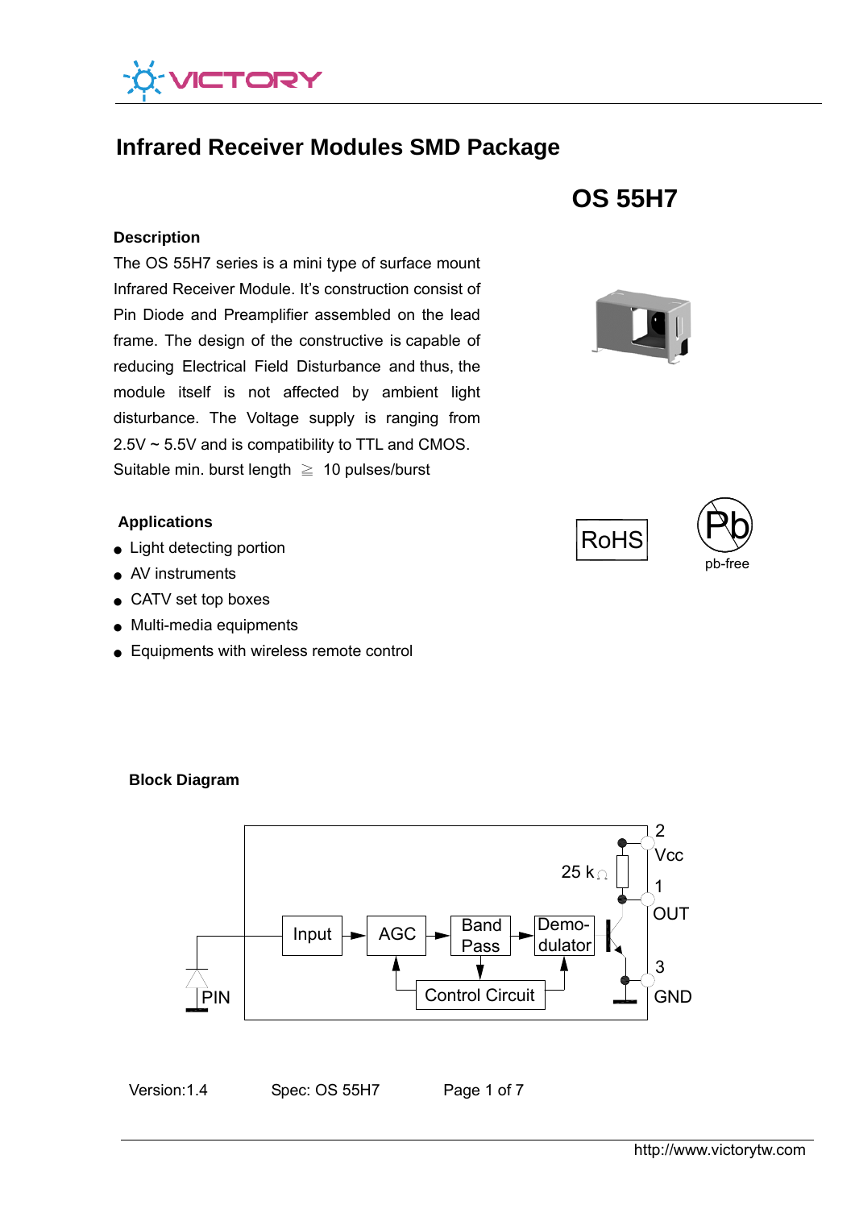# Infrared Receiver Modules SMD Package

## OS 55H7

### Description

The OS 55H7 series is a mini type of surface mount Infrared Receiver Module. It's construction consist of Pin Diode and Preamplifier assembled on the lead frame. The design of the constructive is capable of reducing Electrical Field Disturbance and thus, the module itself is not affected by ambient light disturbance. The Voltage supply is ranging from 2.5V ~ 5.5V and is compatibility to TTL and CMOS.
Suitable min. burst length ≧ 10 pulses/burst

RoHS

pb-free

### Applications

- Light detecting portion
- AV instruments
- CATV set top boxes
- Multi-media equipments
- Equipments with wireless remote control

### Block Diagram

PIN — Input → AGC → Band Pass → Demo-dulator; Control Circuit

25 kΩ

2 Vcc

1 OUT

3 GND

Version:1.4 Spec: OS 55H7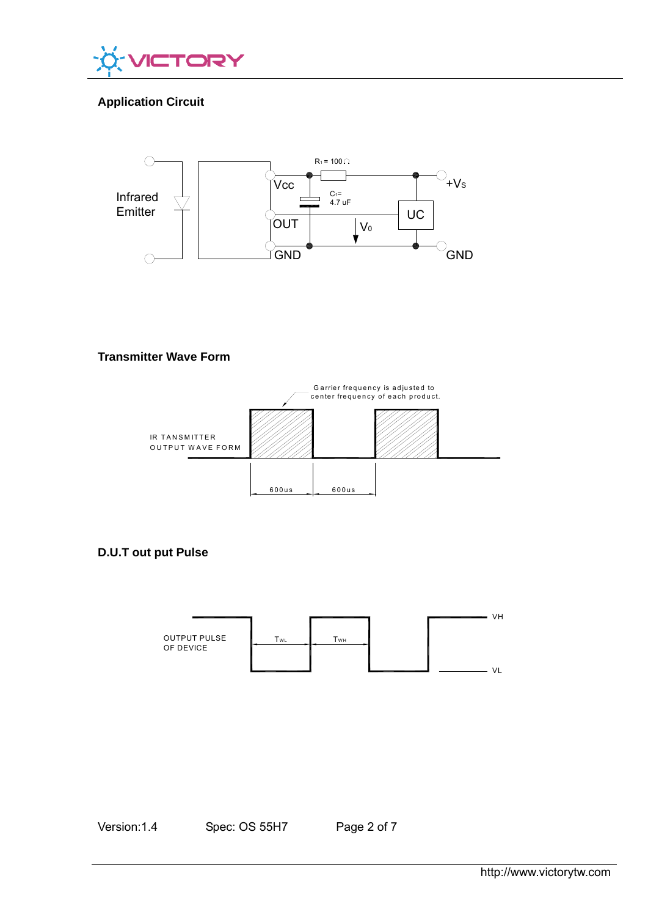## Application Circuit

Infrared Emitter

$R_1 = 100\Omega$

Vcc

$C_1 =$ 4.7 uF

+Vs

OUT

UC

$V_0$

GND

GND

## Transmitter Wave Form

Garrier frequency is adjusted to center frequency of each product.

IR TANSMITTER OUTPUT WAVE FORM

600us

600us

## D.U.T out put Pulse

OUTPUT PULSE OF DEVICE

$T_{WL}$

$T_{WH}$

VH

VL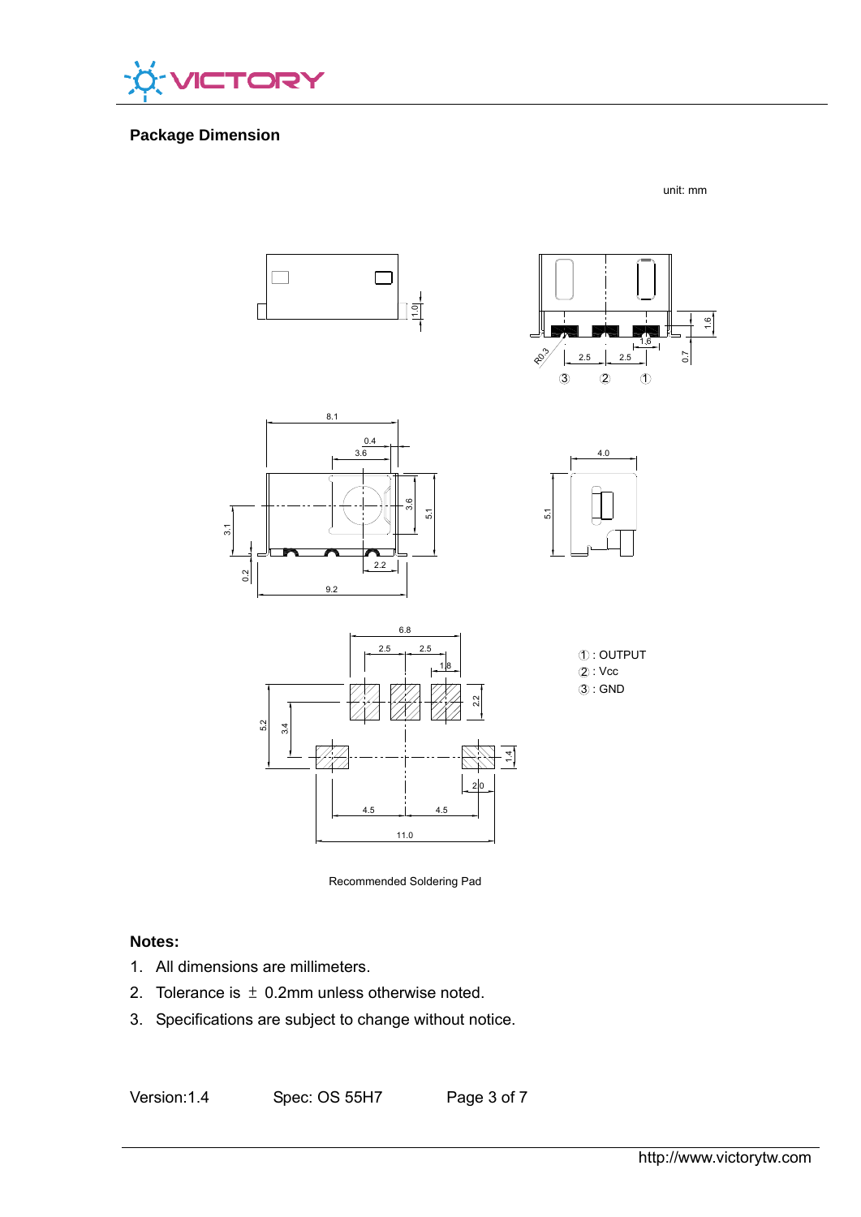## Package Dimension

unit: mm

① : OUTPUT
② : Vcc
③ : GND

Recommended Soldering Pad

**Notes:**

1. All dimensions are millimeters.
2. Tolerance is ± 0.2mm unless otherwise noted.
3. Specifications are subject to change without notice.

Version:1.4 Spec: OS 55H7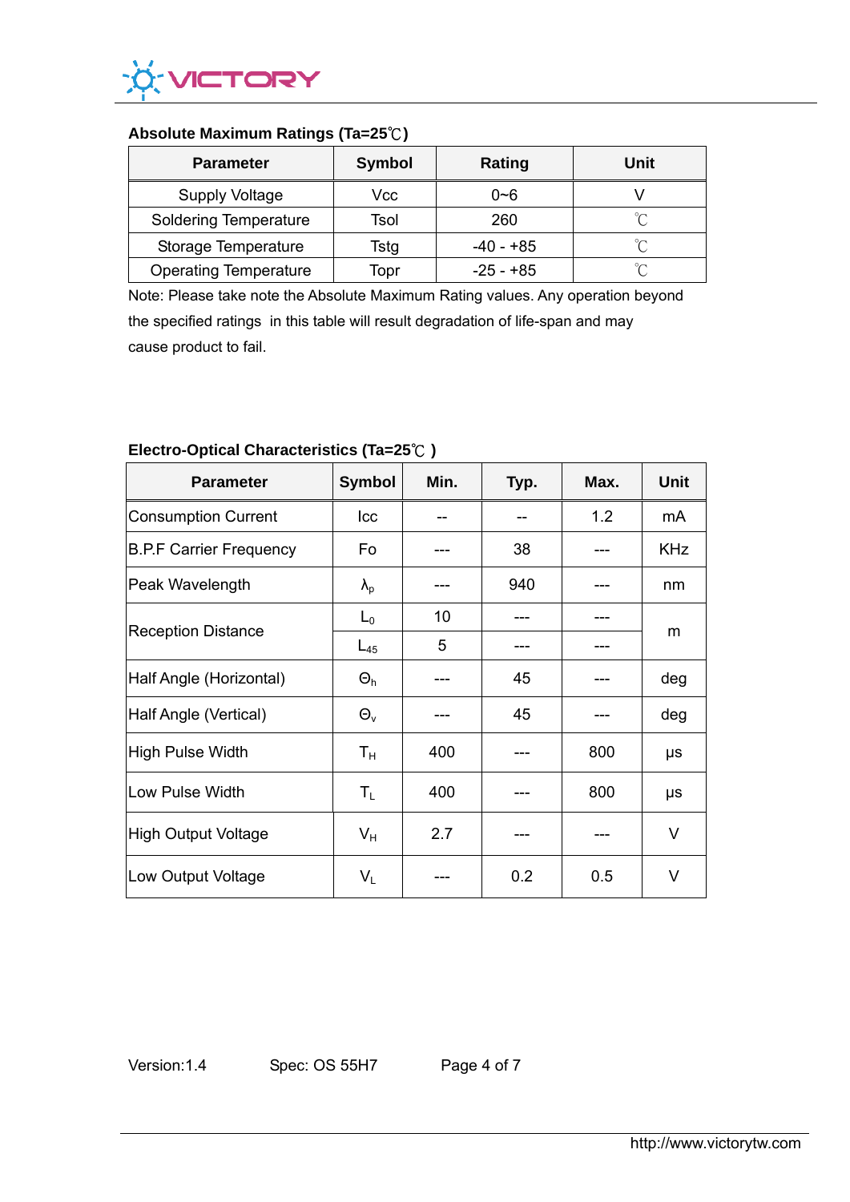### Absolute Maximum Ratings (Ta=25℃)

| Parameter | Symbol | Rating | Unit |
|---|---|---|---|
| Supply Voltage | Vcc | 0~6 | V |
| Soldering Temperature | Tsol | 260 | ℃ |
| Storage Temperature | Tstg | -40 - +85 | ℃ |
| Operating Temperature | Topr | -25 - +85 | ℃ |

Note: Please take note the Absolute Maximum Rating values. Any operation beyond the specified ratings in this table will result degradation of life-span and may cause product to fail.

### Electro-Optical Characteristics (Ta=25℃ )

| Parameter | Symbol | Min. | Typ. | Max. | Unit |
|---|---|---|---|---|---|
| Consumption Current | Icc | -- | -- | 1.2 | mA |
| B.P.F Carrier Frequency | Fo | --- | 38 | --- | KHz |
| Peak Wavelength | $\lambda_p$ | --- | 940 | --- | nm |
| Reception Distance | $L_0$ | 10 | --- | --- | m |
| | $L_{45}$ | 5 | --- | --- | |
| Half Angle (Horizontal) | $\Theta_h$ | --- | 45 | --- | deg |
| Half Angle (Vertical) | $\Theta_v$ | --- | 45 | --- | deg |
| High Pulse Width | $T_H$ | 400 | --- | 800 | μs |
| Low Pulse Width | $T_L$ | 400 | --- | 800 | μs |
| High Output Voltage | $V_H$ | 2.7 | --- | --- | V |
| Low Output Voltage | $V_L$ | --- | 0.2 | 0.5 | V |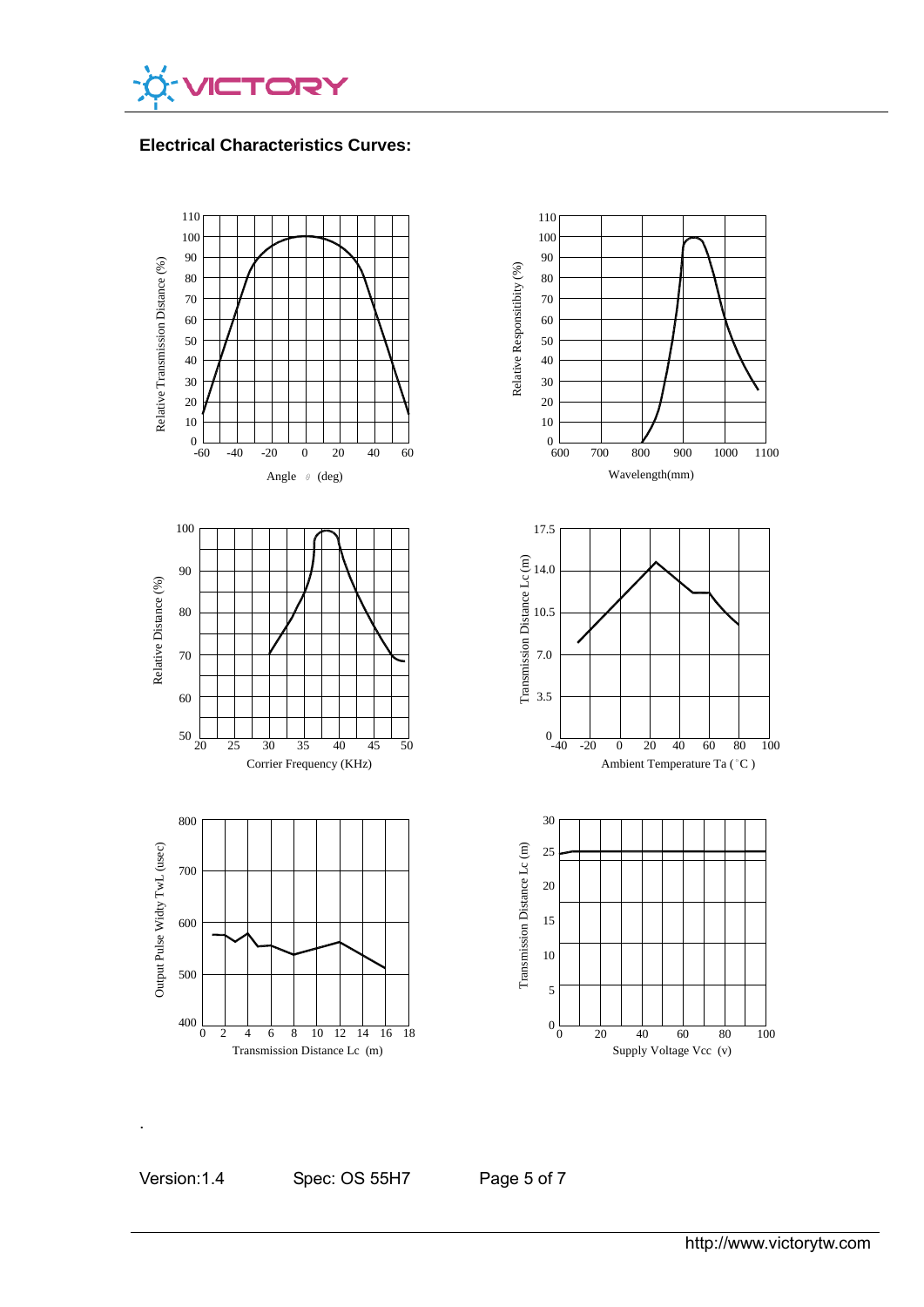## Electrical Characteristics Curves: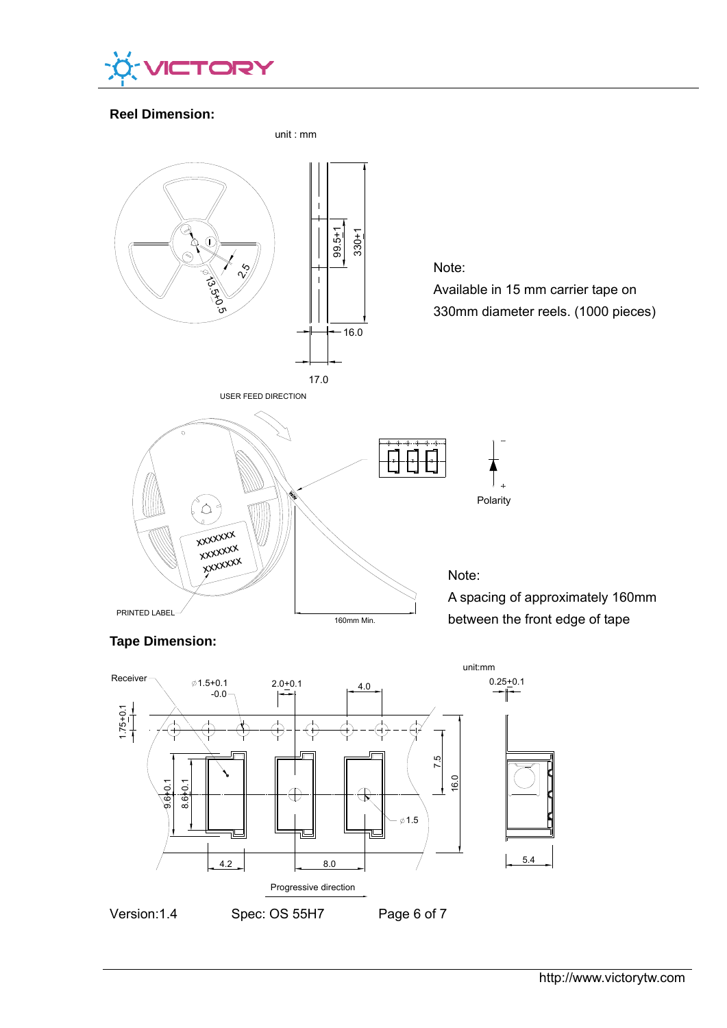## Reel Dimension:

unit : mm

99.5±1

330±1

16.0

17.0

2.5

∅13.5±0.5

Note:

Available in 15 mm carrier tape on 330mm diameter reels. (1000 pieces)

USER FEED DIRECTION

PRINTED LABEL

160mm Min.

Polarity

Note:

A spacing of approximately 160mm between the front edge of tape

## Tape Dimension:

unit:mm

Receiver

∅1.5+0.1 -0.0

2.0±0.1

4.0

0.25±0.1

1.75±0.1

9.6±0.1

8.6±0.1

7.5

16.0

∅1.5

4.2

8.0

5.4

Progressive direction

Version:1.4 Spec: OS 55H7

http://www.victorytw.com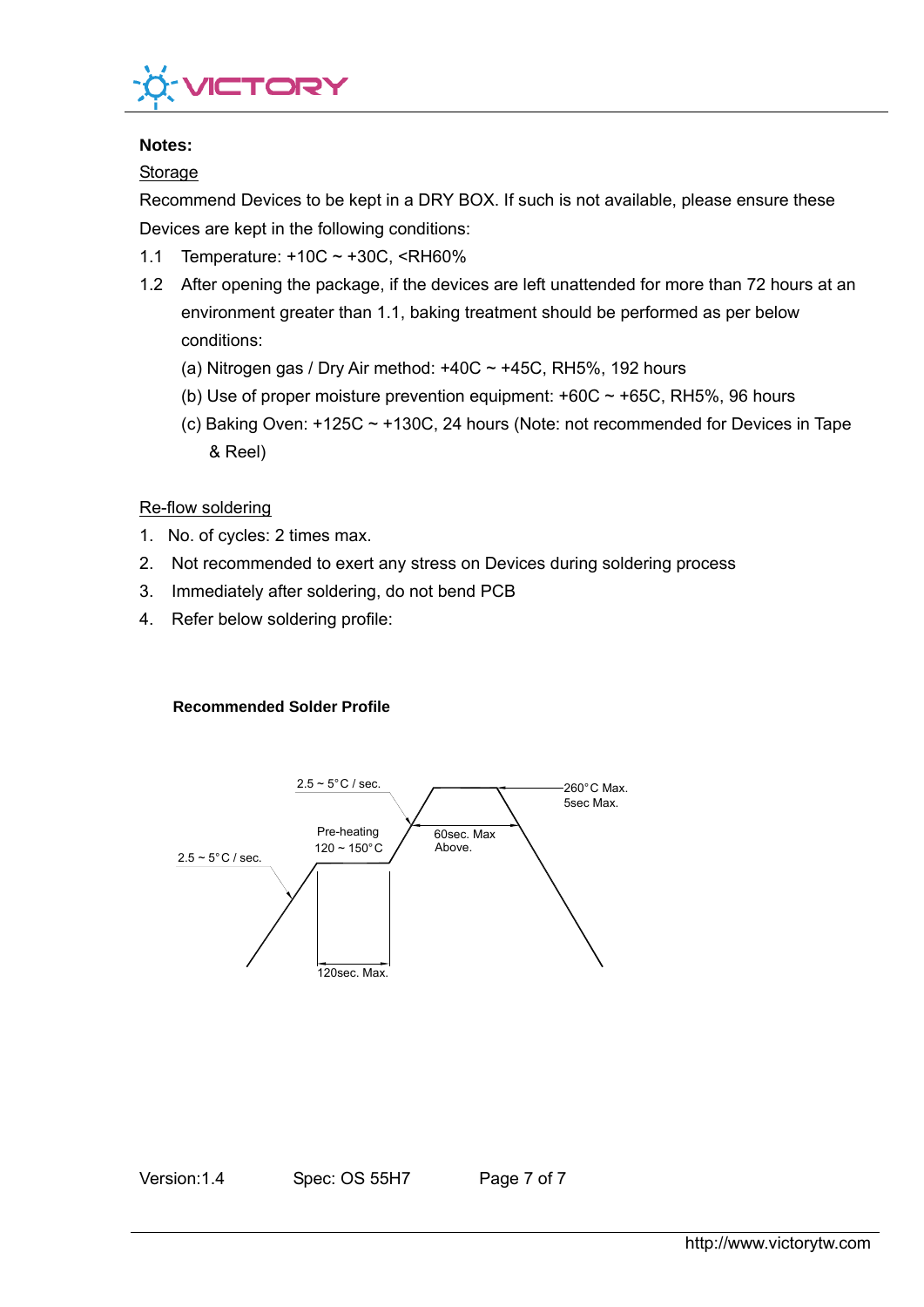**Notes:**

Storage

Recommend Devices to be kept in a DRY BOX. If such is not available, please ensure these Devices are kept in the following conditions:

1.1 Temperature: +10C ~ +30C, <RH60%

1.2 After opening the package, if the devices are left unattended for more than 72 hours at an environment greater than 1.1, baking treatment should be performed as per below conditions:

(a) Nitrogen gas / Dry Air method: +40C ~ +45C, RH5%, 192 hours

(b) Use of proper moisture prevention equipment: +60C ~ +65C, RH5%, 96 hours

(c) Baking Oven: +125C ~ +130C, 24 hours (Note: not recommended for Devices in Tape & Reel)

Re-flow soldering

1. No. of cycles: 2 times max.
2. Not recommended to exert any stress on Devices during soldering process
3. Immediately after soldering, do not bend PCB
4. Refer below soldering profile:

**Recommended Solder Profile**

2.5 ~ 5°C / sec.

Pre-heating
120 ~ 150°C

60sec. Max
Above.

260°C Max.
5sec Max.

2.5 ~ 5°C / sec.

120sec. Max.

Version:1.4 Spec: OS 55H7